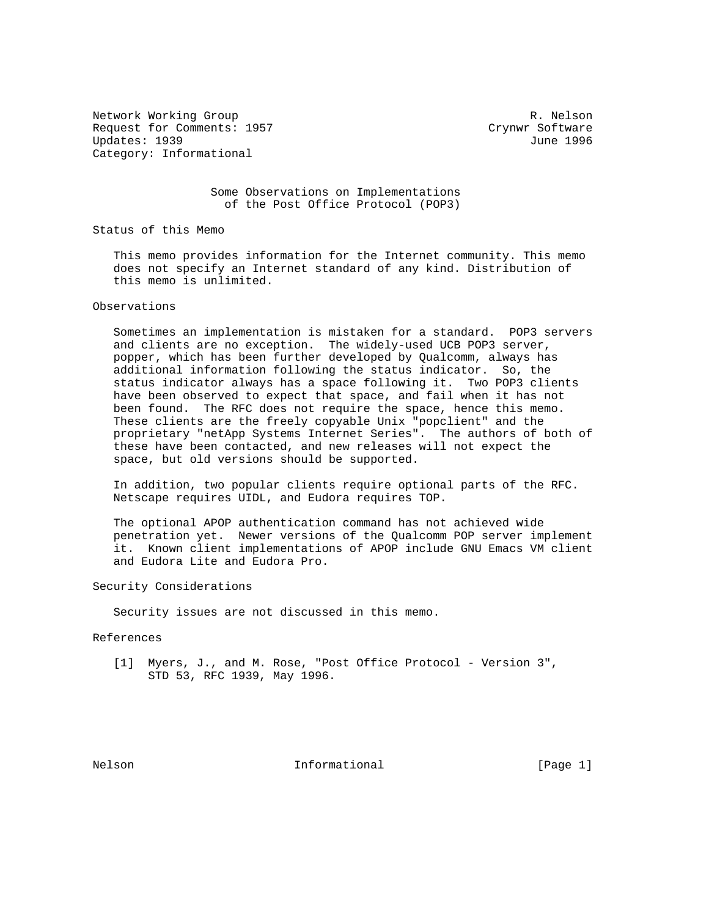Network Working Group R. Nelson
Request for Comments: 1957 Crynwr Software
Updates: 1939 June 1996
Category: Informational

# Some Observations on Implementations of the Post Office Protocol (POP3)

## Status of this Memo

This memo provides information for the Internet community. This memo does not specify an Internet standard of any kind. Distribution of this memo is unlimited.

## Observations

Sometimes an implementation is mistaken for a standard. POP3 servers and clients are no exception. The widely-used UCB POP3 server, popper, which has been further developed by Qualcomm, always has additional information following the status indicator. So, the status indicator always has a space following it. Two POP3 clients have been observed to expect that space, and fail when it has not been found. The RFC does not require the space, hence this memo. These clients are the freely copyable Unix "popclient" and the proprietary "netApp Systems Internet Series". The authors of both of these have been contacted, and new releases will not expect the space, but old versions should be supported.

In addition, two popular clients require optional parts of the RFC. Netscape requires UIDL, and Eudora requires TOP.

The optional APOP authentication command has not achieved wide penetration yet. Newer versions of the Qualcomm POP server implement it. Known client implementations of APOP include GNU Emacs VM client and Eudora Lite and Eudora Pro.

## Security Considerations

Security issues are not discussed in this memo.

## References

[1] Myers, J., and M. Rose, "Post Office Protocol - Version 3", STD 53, RFC 1939, May 1996.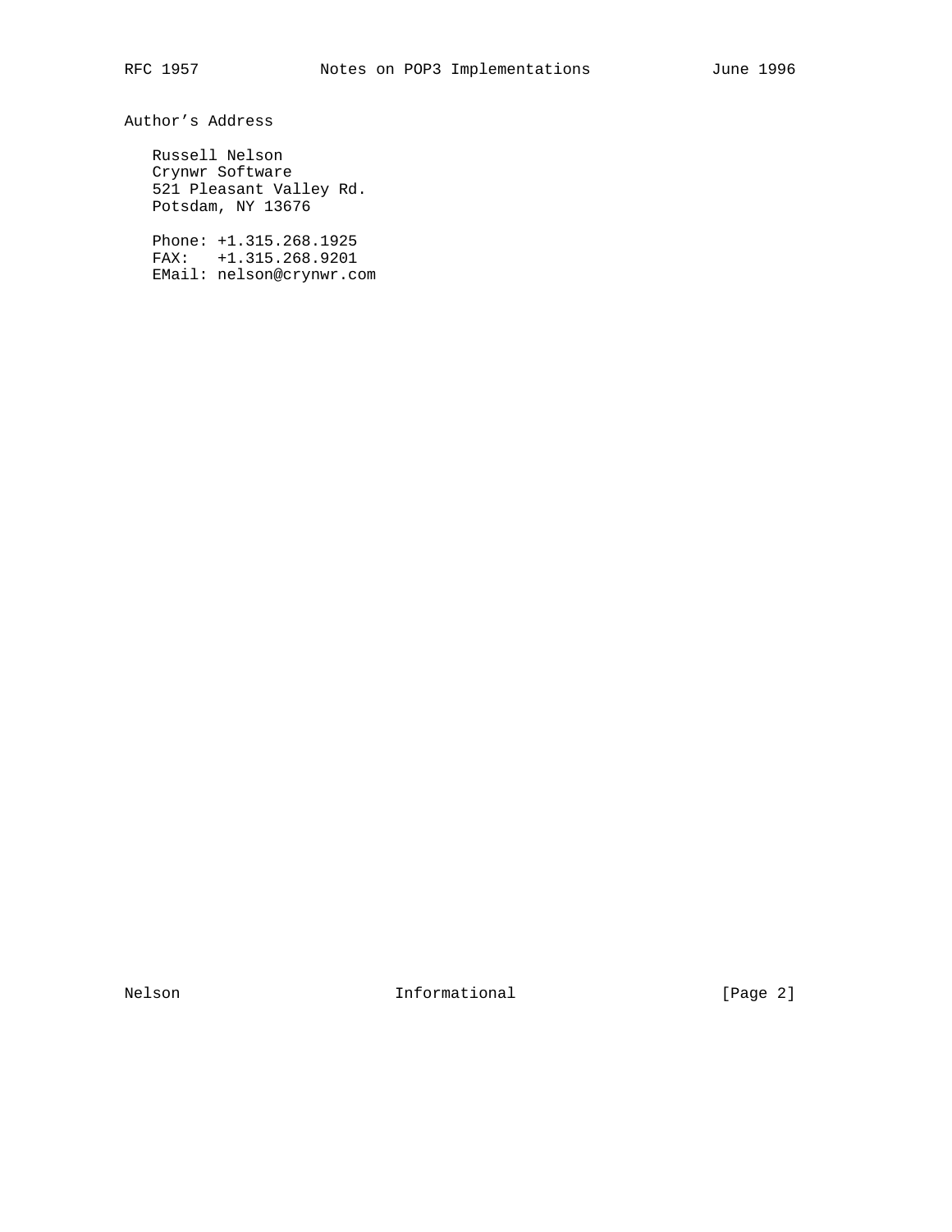## Author's Address

Russell Nelson
Crynwr Software
521 Pleasant Valley Rd.
Potsdam, NY 13676

Phone: +1.315.268.1925
FAX: +1.315.268.9201
EMail: nelson@crynwr.com